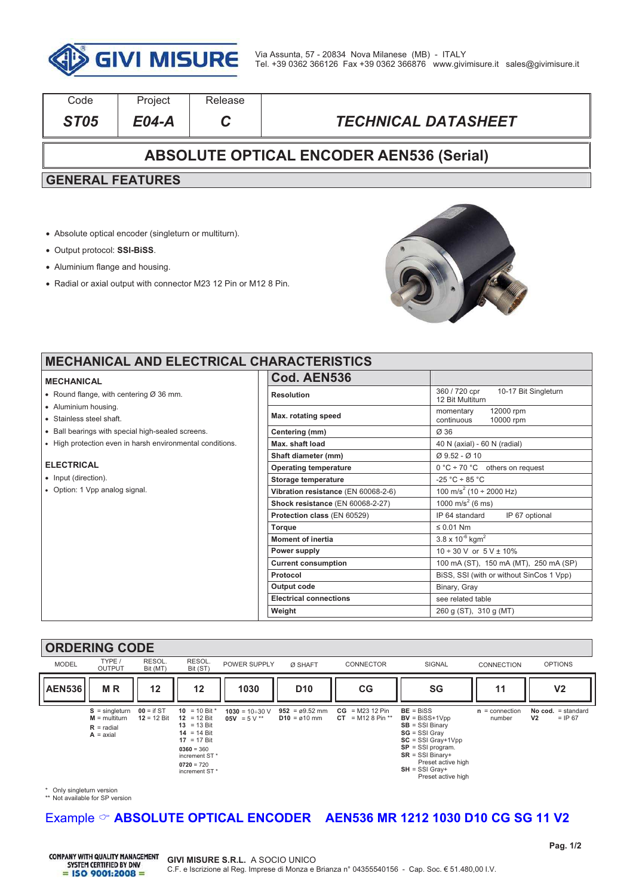GIVI MISURE

Via Assunta, 57 - 20834 Nova Milanese (MB) - ITALY
Tel. +39 0362 366126 Fax +39 0362 366876 www.givimisure.it sales@givimisure.it

| Code | Project | Release | |
|---|---|---|---|
| *ST05* | *E04-A* | *C* | *TECHNICAL DATASHEET* |

# ABSOLUTE OPTICAL ENCODER AEN536 (Serial)

## GENERAL FEATURES

- Absolute optical encoder (singleturn or multiturn).
- Output protocol: **SSI-BiSS**.
- Aluminium flange and housing.
- Radial or axial output with connector M23 12 Pin or M12 8 Pin.

## MECHANICAL AND ELECTRICAL CHARACTERISTICS

### MECHANICAL

- Round flange, with centering Ø 36 mm.
- Aluminium housing.
- Stainless steel shaft.
- Ball bearings with special high-sealed screens.
- High protection even in harsh environmental conditions.

### ELECTRICAL

- Input (direction).
- Option: 1 Vpp analog signal.

| Cod. AEN536 | |
|---|---|
| **Resolution** | 360 / 720 cpr 10-17 Bit Singleturn<br>12 Bit Multiturn |
| **Max. rotating speed** | momentary 12000 rpm<br>continuous 10000 rpm |
| **Centering (mm)** | Ø 36 |
| **Max. shaft load** | 40 N (axial) - 60 N (radial) |
| **Shaft diameter (mm)** | Ø 9.52 - Ø 10 |
| **Operating temperature** | 0 °C ÷ 70 °C others on request |
| **Storage temperature** | -25 °C ÷ 85 °C |
| **Vibration resistance** (EN 60068-2-6) | 100 m/s$^2$ (10 ÷ 2000 Hz) |
| **Shock resistance** (EN 60068-2-27) | 1000 m/s$^2$ (6 ms) |
| **Protection class** (EN 60529) | IP 64 standard IP 67 optional |
| **Torque** | ≤ 0.01 Nm |
| **Moment of inertia** | 3.8 x 10$^{-6}$ kgm$^2$ |
| **Power supply** | 10 ÷ 30 V or 5 V ± 10% |
| **Current consumption** | 100 mA (ST), 150 mA (MT), 250 mA (SP) |
| **Protocol** | BiSS, SSI (with or without SinCos 1 Vpp) |
| **Output code** | Binary, Gray |
| **Electrical connections** | see related table |
| **Weight** | 260 g (ST), 310 g (MT) |

## ORDERING CODE

| MODEL | TYPE / OUTPUT | RESOL. Bit (MT) | RESOL. Bit (ST) | POWER SUPPLY | Ø SHAFT | CONNECTOR | SIGNAL | CONNECTION | OPTIONS |
|---|---|---|---|---|---|---|---|---|---|
| **AEN536** | **M R** | **12** | **12** | **1030** | **D10** | **CG** | **SG** | **11** | **V2** |
| | **S** = singleturn<br>**M** = multiturn<br>**R** = radial<br>**A** = axial | **00** = if ST<br>**12** = 12 Bit | **10** = 10 Bit *<br>**12** = 12 Bit<br>**13** = 13 Bit<br>**14** = 14 Bit<br>**17** = 17 Bit<br>**0360** = 360 increment ST *<br>**0720** = 720 increment ST * | **1030** = 10÷30 V<br>**05V** = 5 V ** | **952** = ø9.52 mm<br>**D10** = ø10 mm | **CG** = M23 12 Pin<br>**CT** = M12 8 Pin ** | **BE** = BiSS<br>**BV** = BiSS+1Vpp<br>**SB** = SSI Binary<br>**SG** = SSI Gray<br>**SC** = SSI Gray+1Vpp<br>**SP** = SSI program.<br>**SR** = SSI Binary+ Preset active high<br>**SH** = SSI Gray+ Preset active high | **n** = connection number | **No cod.** = standard<br>**V2** = IP 67 |

\* Only singleturn version
\*\* Not available for SP version

Example ☞ **ABSOLUTE OPTICAL ENCODER AEN536 MR 1212 1030 D10 CG SG 11 V2**

COMPANY WITH QUALITY MANAGEMENT SYSTEM CERTIFIED BY DNV = ISO 9001:2008 =

**GIVI MISURE S.R.L.** A SOCIO UNICO
C.F. e Iscrizione al Reg. Imprese di Monza e Brianza n° 04355540156 - Cap. Soc. € 51.480,00 I.V.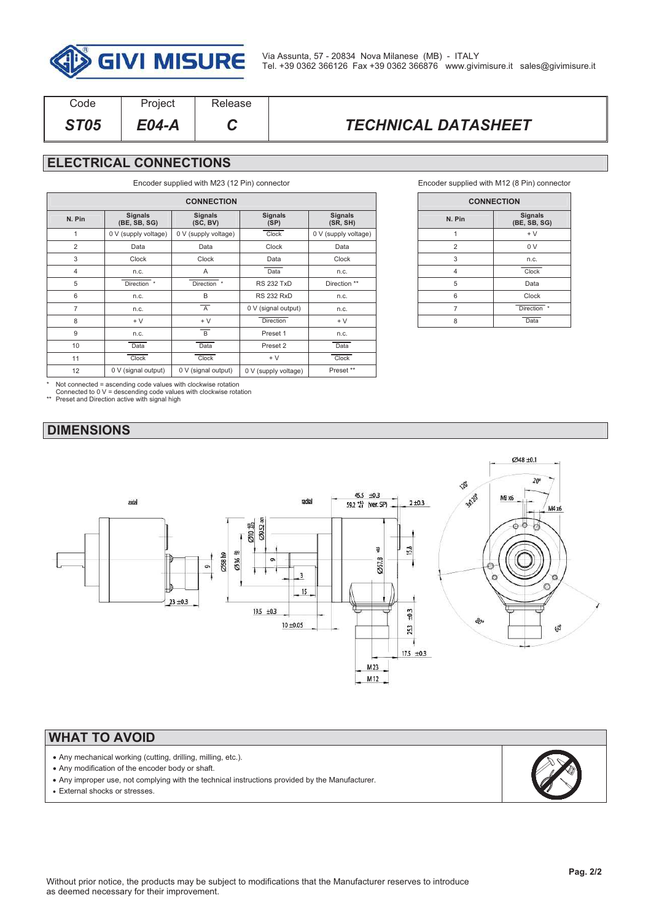| Code | Project | Release | |
|---|---|---|---|
| *ST05* | *E04-A* | *C* | ***TECHNICAL DATASHEET*** |

## ELECTRICAL CONNECTIONS

Encoder supplied with M23 (12 Pin) connector

| CONNECTION | | | | |
|---|---|---|---|---|
| N. Pin | Signals (BE, SB, SG) | Signals (SC, BV) | Signals (SP) | Signals (SR, SH) |
| 1 | 0 V (supply voltage) | 0 V (supply voltage) | $\overline{\text{Clock}}$ | 0 V (supply voltage) |
| 2 | Data | Data | Clock | Data |
| 3 | Clock | Clock | Data | Clock |
| 4 | n.c. | A | $\overline{\text{Data}}$ | n.c. |
| 5 | $\overline{\text{Direction}}$ * | $\overline{\text{Direction}}$ * | RS 232 TxD | Direction ** |
| 6 | n.c. | B | RS 232 RxD | n.c. |
| 7 | n.c. | $\overline{\text{A}}$ | 0 V (signal output) | n.c. |
| 8 | + V | + V | $\overline{\text{Direction}}$ | + V |
| 9 | n.c. | $\overline{\text{B}}$ | Preset 1 | n.c. |
| 10 | $\overline{\text{Data}}$ | $\overline{\text{Data}}$ | Preset 2 | $\overline{\text{Data}}$ |
| 11 | $\overline{\text{Clock}}$ | $\overline{\text{Clock}}$ | + V | $\overline{\text{Clock}}$ |
| 12 | 0 V (signal output) | 0 V (signal output) | 0 V (supply voltage) | Preset ** |

Encoder supplied with M12 (8 Pin) connector

| CONNECTION | |
|---|---|
| N. Pin | Signals (BE, SB, SG) |
| 1 | + V |
| 2 | 0 V |
| 3 | n.c. |
| 4 | $\overline{\text{Clock}}$ |
| 5 | Data |
| 6 | Clock |
| 7 | $\overline{\text{Direction}}$ * |
| 8 | $\overline{\text{Data}}$ |

\* Not connected = ascending code values with clockwise rotation
Connected to 0 V = descending code values with clockwise rotation
\*\* Preset and Direction active with signal high

## DIMENSIONS

axial

radial

23 ±0.3

Ø58 h9

Ø36 f8

Ø10 -0.01 -0.02

Ø9.52 -0.01

9

9

3

15

19.5 ±0.3

10 ±0.05

45.5 ±0.3

59.2 +0.3 -0.1 (ver. SP)

2 ±0.3

Ø57.8 ±0.5

15.6

25.3 ±0.3

17.5 ±0.3

M23

M12

Ø48 ±0.1

20°

120°

3x120°

M3 x6

M4 x6

80°

60°

## WHAT TO AVOID

- Any mechanical working (cutting, drilling, milling, etc.).
- Any modification of the encoder body or shaft.
- Any improper use, not complying with the technical instructions provided by the Manufacturer.
- External shocks or stresses.

Without prior notice, the products may be subject to modifications that the Manufacturer reserves to introduce as deemed necessary for their improvement.